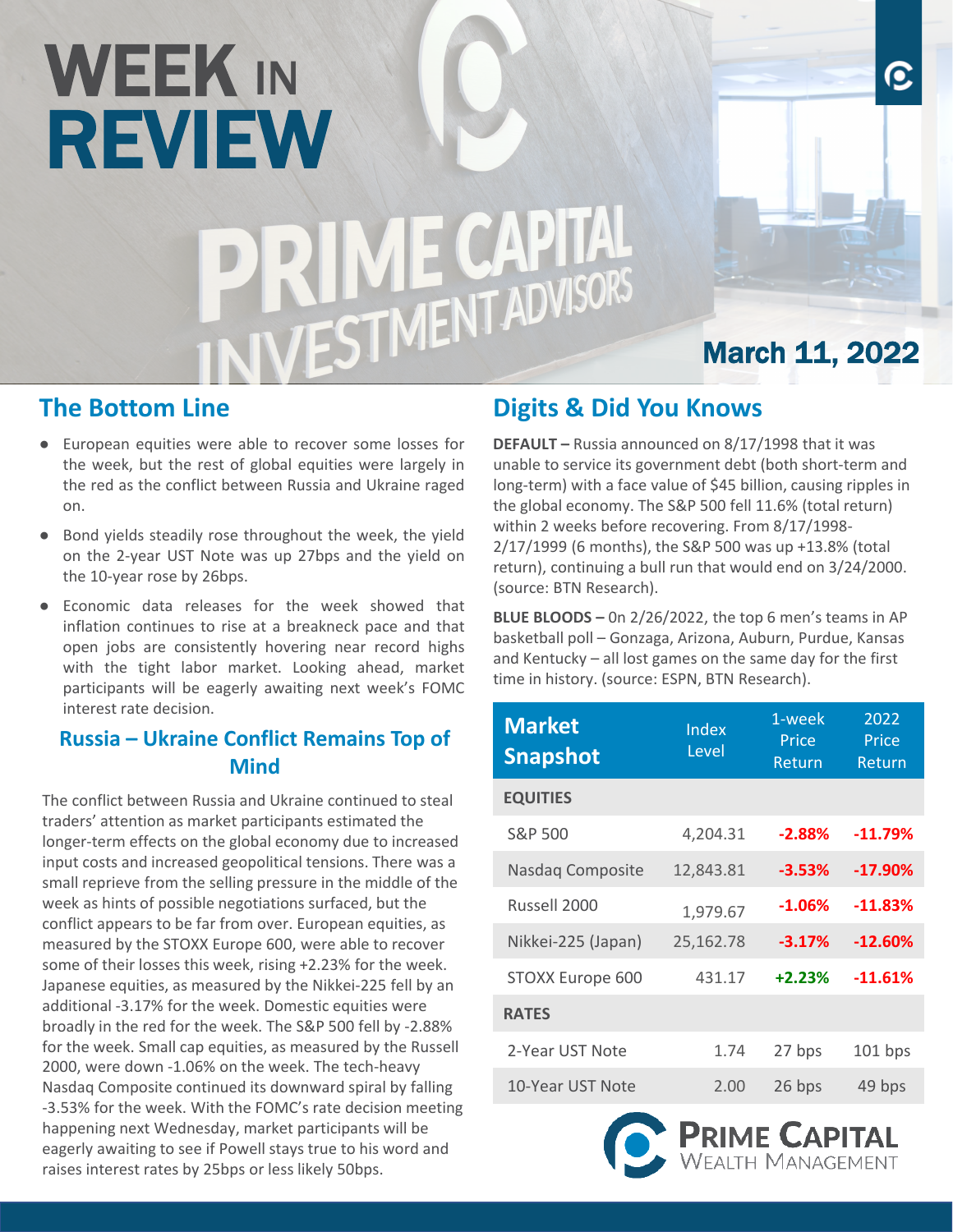# WEEK IN REVIEW

**March 11, 2022**

## The Bottom Line

- European equities were able to recover some losses for the week, but the rest of global equities were largely in the red as the conflict between Russia and Ukraine raged on.
- Bond yields steadily rose throughout the week, the yield on the 2-year UST Note was up 27bps and the yield on the 10-year rose by 26bps.
- Economic data releases for the week showed that inflation continues to rise at a breakneck pace and that open jobs are consistently hovering near record highs with the tight labor market. Looking ahead, market participants will be eagerly awaiting next week's FOMC interest rate decision.

### Russia – Ukraine Conflict Remains Top of Mind

The conflict between Russia and Ukraine continued to steal traders' attention as market participants estimated the longer-term effects on the global economy due to increased input costs and increased geopolitical tensions. There was a small reprieve from the selling pressure in the middle of the week as hints of possible negotiations surfaced, but the conflict appears to be far from over. European equities, as measured by the STOXX Europe 600, were able to recover some of their losses this week, rising +2.23% for the week. Japanese equities, as measured by the Nikkei-225 fell by an additional -3.17% for the week. Domestic equities were broadly in the red for the week. The S&P 500 fell by -2.88% for the week. Small cap equities, as measured by the Russell 2000, were down -1.06% on the week. The tech-heavy Nasdaq Composite continued its downward spiral by falling -3.53% for the week. With the FOMC's rate decision meeting happening next Wednesday, market participants will be eagerly awaiting to see if Powell stays true to his word and raises interest rates by 25bps or less likely 50bps.

## Digits & Did You Knows

**DEFAULT –** Russia announced on 8/17/1998 that it was unable to service its government debt (both short-term and long-term) with a face value of $45 billion, causing ripples in the global economy. The S&P 500 fell 11.6% (total return) within 2 weeks before recovering. From 8/17/1998-2/17/1999 (6 months), the S&P 500 was up +13.8% (total return), continuing a bull run that would end on 3/24/2000. (source: BTN Research).

**BLUE BLOODS –** On 2/26/2022, the top 6 men's teams in AP basketball poll – Gonzaga, Arizona, Auburn, Purdue, Kansas and Kentucky – all lost games on the same day for the first time in history. (source: ESPN, BTN Research).

| Market Snapshot | Index Level | 1-week Price Return | 2022 Price Return |
|---|---|---|---|
| **EQUITIES** | | | |
| S&P 500 | 4,204.31 | -2.88% | -11.79% |
| Nasdaq Composite | 12,843.81 | -3.53% | -17.90% |
| Russell 2000 | 1,979.67 | -1.06% | -11.83% |
| Nikkei-225 (Japan) | 25,162.78 | -3.17% | -12.60% |
| STOXX Europe 600 | 431.17 | +2.23% | -11.61% |
| **RATES** | | | |
| 2-Year UST Note | 1.74 | 27 bps | 101 bps |
| 10-Year UST Note | 2.00 | 26 bps | 49 bps |

PRIME CAPITAL WEALTH MANAGEMENT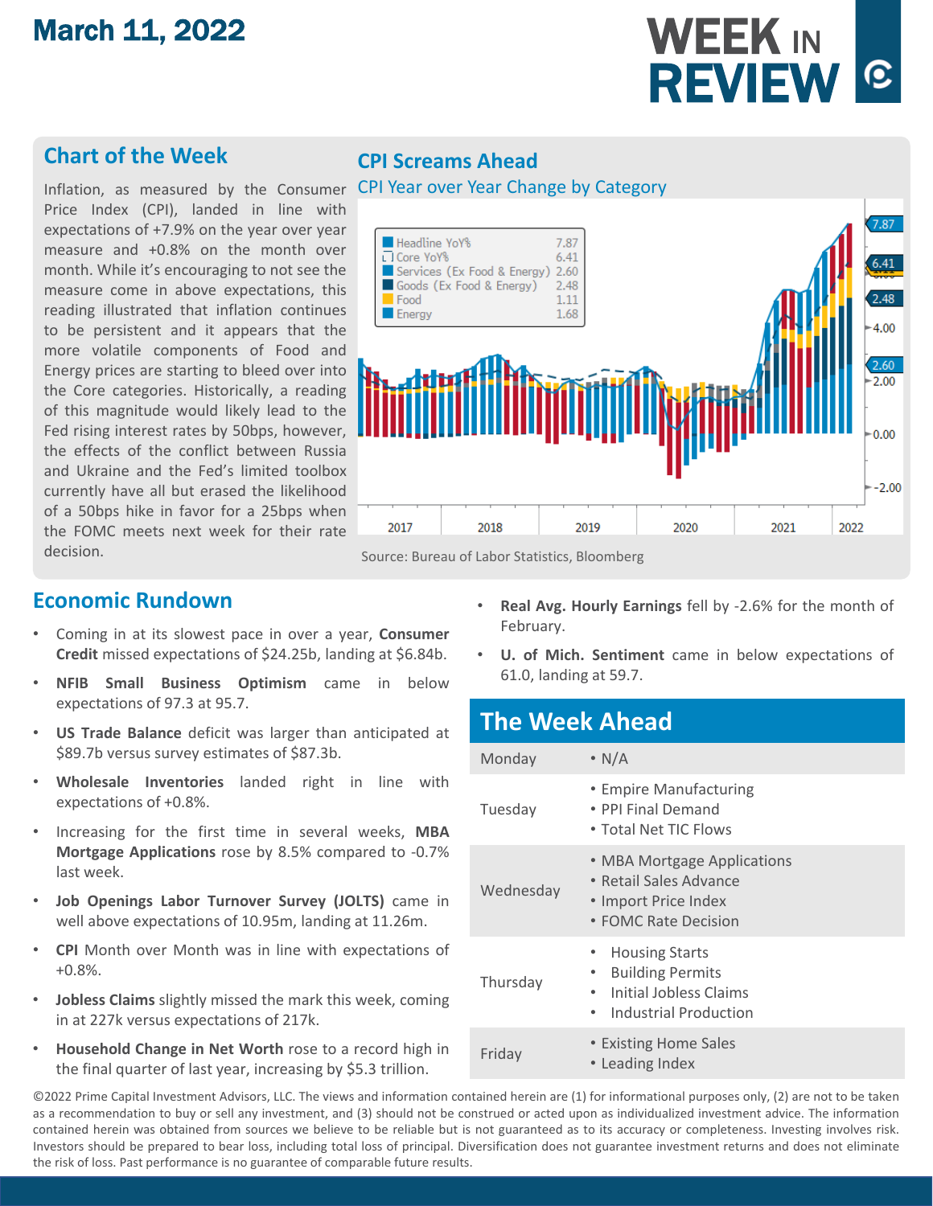March 11, 2022

# WEEK IN REVIEW

## Chart of the Week

Inflation, as measured by the Consumer Price Index (CPI), landed in line with expectations of +7.9% on the year over year measure and +0.8% on the month over month. While it's encouraging to not see the measure come in above expectations, this reading illustrated that inflation continues to be persistent and it appears that the more volatile components of Food and Energy prices are starting to bleed over into the Core categories. Historically, a reading of this magnitude would likely lead to the Fed rising interest rates by 50bps, however, the effects of the conflict between Russia and Ukraine and the Fed's limited toolbox currently have all but erased the likelihood of a 50bps hike in favor for a 25bps when the FOMC meets next week for their rate decision.

### CPI Screams Ahead

CPI Year over Year Change by Category

| Category | Value |
|---|---|
| Headline YoY% | 7.87 |
| Core YoY% | 6.41 |
| Services (Ex Food & Energy) | 2.60 |
| Goods (Ex Food & Energy) | 2.48 |
| Food | 1.11 |
| Energy | 1.68 |

Source: Bureau of Labor Statistics, Bloomberg

## Economic Rundown

- Coming in at its slowest pace in over a year, **Consumer Credit** missed expectations of $24.25b, landing at $6.84b.
- **NFIB Small Business Optimism** came in below expectations of 97.3 at 95.7.
- **US Trade Balance** deficit was larger than anticipated at $89.7b versus survey estimates of $87.3b.
- **Wholesale Inventories** landed right in line with expectations of +0.8%.
- Increasing for the first time in several weeks, **MBA Mortgage Applications** rose by 8.5% compared to -0.7% last week.
- **Job Openings Labor Turnover Survey (JOLTS)** came in well above expectations of 10.95m, landing at 11.26m.
- **CPI** Month over Month was in line with expectations of +0.8%.
- **Jobless Claims** slightly missed the mark this week, coming in at 227k versus expectations of 217k.
- **Household Change in Net Worth** rose to a record high in the final quarter of last year, increasing by $5.3 trillion.
- **Real Avg. Hourly Earnings** fell by -2.6% for the month of February.
- **U. of Mich. Sentiment** came in below expectations of 61.0, landing at 59.7.

## The Week Ahead

| Day | Events |
|---|---|
| Monday | • N/A |
| Tuesday | • Empire Manufacturing<br>• PPI Final Demand<br>• Total Net TIC Flows |
| Wednesday | • MBA Mortgage Applications<br>• Retail Sales Advance<br>• Import Price Index<br>• FOMC Rate Decision |
| Thursday | • Housing Starts<br>• Building Permits<br>• Initial Jobless Claims<br>• Industrial Production |
| Friday | • Existing Home Sales<br>• Leading Index |

©2022 Prime Capital Investment Advisors, LLC. The views and information contained herein are (1) for informational purposes only, (2) are not to be taken as a recommendation to buy or sell any investment, and (3) should not be construed or acted upon as individualized investment advice. The information contained herein was obtained from sources we believe to be reliable but is not guaranteed as to its accuracy or completeness. Investing involves risk. Investors should be prepared to bear loss, including total loss of principal. Diversification does not guarantee investment returns and does not eliminate the risk of loss. Past performance is no guarantee of comparable future results.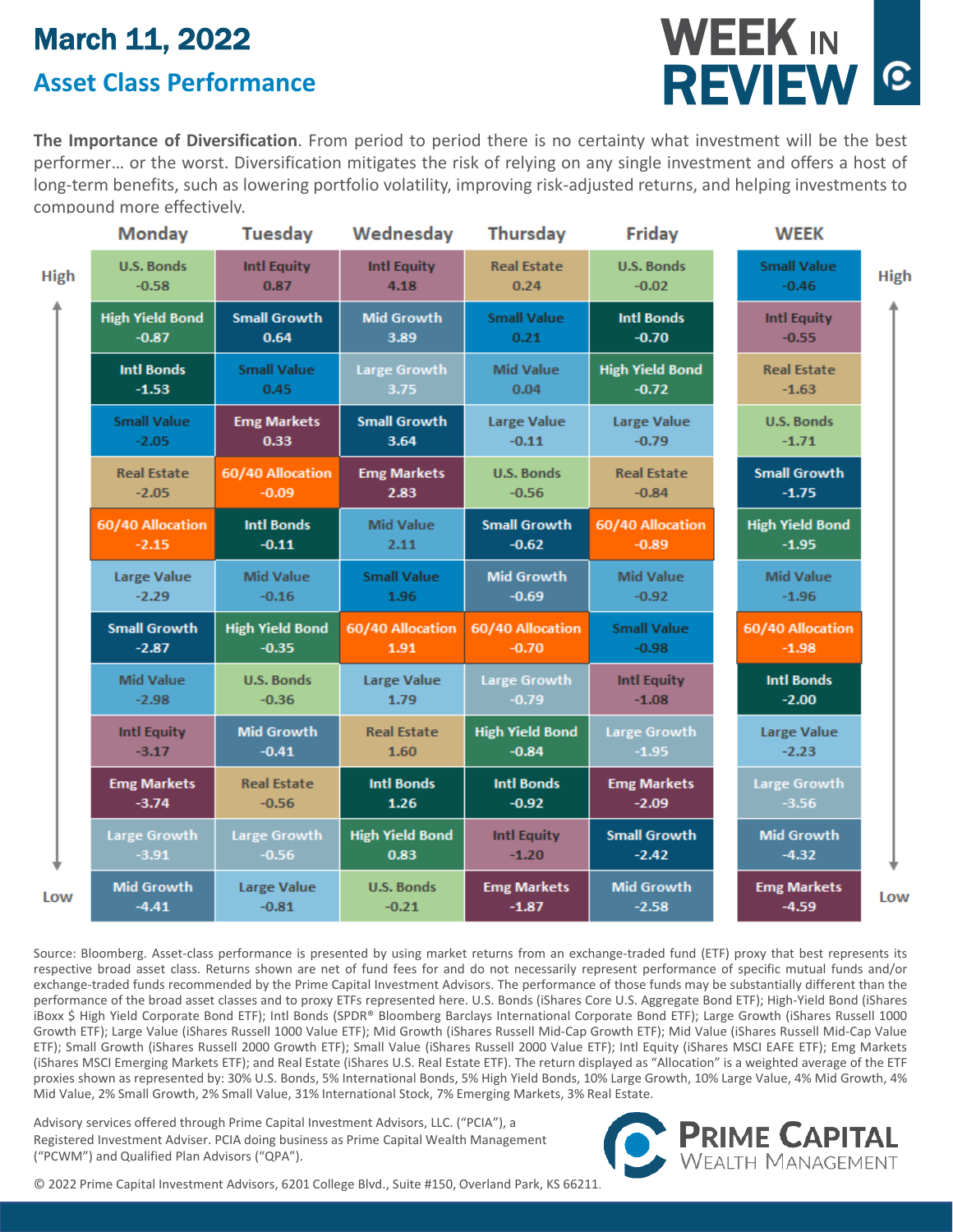# March 11, 2022

## Asset Class Performance

**WEEK IN REVIEW**

**The Importance of Diversification**. From period to period there is no certainty what investment will be the best performer… or the worst. Diversification mitigates the risk of relying on any single investment and offers a host of long-term benefits, such as lowering portfolio volatility, improving risk-adjusted returns, and helping investments to compound more effectively.

| | Monday | Tuesday | Wednesday | Thursday | Friday | WEEK | |
|---|---|---|---|---|---|---|---|
| High | U.S. Bonds -0.58 | Intl Equity 0.87 | Intl Equity 4.18 | Real Estate 0.24 | U.S. Bonds -0.02 | Small Value -0.46 | High |
| | High Yield Bond -0.87 | Small Growth 0.64 | Mid Growth 3.89 | Small Value 0.21 | Intl Bonds -0.70 | Intl Equity -0.55 | |
| | Intl Bonds -1.53 | Small Value 0.45 | Large Growth 3.75 | Mid Value 0.04 | High Yield Bond -0.72 | Real Estate -1.63 | |
| | Small Value -2.05 | Emg Markets 0.33 | Small Growth 3.64 | Large Value -0.11 | Large Value -0.79 | U.S. Bonds -1.71 | |
| | Real Estate -2.05 | 60/40 Allocation -0.09 | Emg Markets 2.83 | U.S. Bonds -0.56 | Real Estate -0.84 | Small Growth -1.75 | |
| | 60/40 Allocation -2.15 | Intl Bonds -0.11 | Mid Value 2.11 | Small Growth -0.62 | 60/40 Allocation -0.89 | High Yield Bond -1.95 | |
| | Large Value -2.29 | Mid Value -0.16 | Small Value 1.96 | Mid Growth -0.69 | Mid Value -0.92 | Mid Value -1.96 | |
| | Small Growth -2.87 | High Yield Bond -0.35 | 60/40 Allocation 1.91 | 60/40 Allocation -0.70 | Small Value -0.98 | 60/40 Allocation -1.98 | |
| | Mid Value -2.98 | U.S. Bonds -0.36 | Large Value 1.79 | Large Growth -0.79 | Intl Equity -1.08 | Intl Bonds -2.00 | |
| | Intl Equity -3.17 | Mid Growth -0.41 | Real Estate 1.60 | High Yield Bond -0.84 | Large Growth -1.95 | Large Value -2.23 | |
| | Emg Markets -3.74 | Real Estate -0.56 | Intl Bonds 1.26 | Intl Bonds -0.92 | Emg Markets -2.09 | Large Growth -3.56 | |
| | Large Growth -3.91 | Large Growth -0.56 | High Yield Bond 0.83 | Intl Equity -1.20 | Small Growth -2.42 | Mid Growth -4.32 | |
| Low | Mid Growth -4.41 | Large Value -0.81 | U.S. Bonds -0.21 | Emg Markets -1.87 | Mid Growth -2.58 | Emg Markets -4.59 | Low |

Source: Bloomberg. Asset-class performance is presented by using market returns from an exchange-traded fund (ETF) proxy that best represents its respective broad asset class. Returns shown are net of fund fees for and do not necessarily represent performance of specific mutual funds and/or exchange-traded funds recommended by the Prime Capital Investment Advisors. The performance of those funds may be substantially different than the performance of the broad asset classes and to proxy ETFs represented here. U.S. Bonds (iShares Core U.S. Aggregate Bond ETF); High-Yield Bond (iShares iBoxx $ High Yield Corporate Bond ETF); Intl Bonds (SPDR® Bloomberg Barclays International Corporate Bond ETF); Large Growth (iShares Russell 1000 Growth ETF); Large Value (iShares Russell 1000 Value ETF); Mid Growth (iShares Russell Mid-Cap Growth ETF); Mid Value (iShares Russell Mid-Cap Value ETF); Small Growth (iShares Russell 2000 Growth ETF); Small Value (iShares Russell 2000 Value ETF); Intl Equity (iShares MSCI EAFE ETF); Emg Markets (iShares MSCI Emerging Markets ETF); and Real Estate (iShares U.S. Real Estate ETF). The return displayed as "Allocation" is a weighted average of the ETF proxies shown as represented by: 30% U.S. Bonds, 5% International Bonds, 5% High Yield Bonds, 10% Large Growth, 10% Large Value, 4% Mid Growth, 4% Mid Value, 2% Small Growth, 2% Small Value, 31% International Stock, 7% Emerging Markets, 3% Real Estate.

Advisory services offered through Prime Capital Investment Advisors, LLC. ("PCIA"), a Registered Investment Adviser. PCIA doing business as Prime Capital Wealth Management ("PCWM") and Qualified Plan Advisors ("QPA").

PRIME CAPITAL WEALTH MANAGEMENT

© 2022 Prime Capital Investment Advisors, 6201 College Blvd., Suite #150, Overland Park, KS 66211.